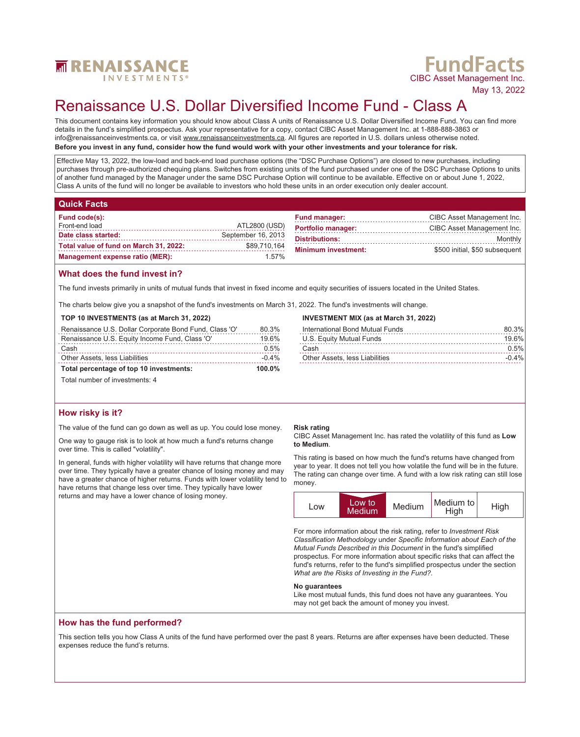RENAISSANCE INVESTMENTS®

# FundFacts

CIBC Asset Management Inc.
May 13, 2022

# Renaissance U.S. Dollar Diversified Income Fund - Class A

This document contains key information you should know about Class A units of Renaissance U.S. Dollar Diversified Income Fund. You can find more details in the fund's simplified prospectus. Ask your representative for a copy, contact CIBC Asset Management Inc. at 1-888-888-3863 or info@renaissanceinvestments.ca, or visit www.renaissanceinvestments.ca. All figures are reported in U.S. dollars unless otherwise noted.

**Before you invest in any fund, consider how the fund would work with your other investments and your tolerance for risk.**

Effective May 13, 2022, the low-load and back-end load purchase options (the "DSC Purchase Options") are closed to new purchases, including purchases through pre-authorized chequing plans. Switches from existing units of the fund purchased under one of the DSC Purchase Options to units of another fund managed by the Manager under the same DSC Purchase Option will continue to be available. Effective on or about June 1, 2022, Class A units of the fund will no longer be available to investors who hold these units in an order execution only dealer account.

## Quick Facts

| | |
|---|---|
| **Fund code(s):** | |
| Front-end load | ATL2800 (USD) |
| **Date class started:** | September 16, 2013 |
| **Total value of fund on March 31, 2022:** | $89,710,164 |
| **Management expense ratio (MER):** | 1.57% |

| | |
|---|---|
| **Fund manager:** | CIBC Asset Management Inc. |
| **Portfolio manager:** | CIBC Asset Management Inc. |
| **Distributions:** | Monthly |
| **Minimum investment:** | $500 initial, $50 subsequent |

## What does the fund invest in?

The fund invests primarily in units of mutual funds that invest in fixed income and equity securities of issuers located in the United States.

The charts below give you a snapshot of the fund's investments on March 31, 2022. The fund's investments will change.

**TOP 10 INVESTMENTS (as at March 31, 2022)**

| | |
|---|---|
| Renaissance U.S. Dollar Corporate Bond Fund, Class 'O' | 80.3% |
| Renaissance U.S. Equity Income Fund, Class 'O' | 19.6% |
| Cash | 0.5% |
| Other Assets, less Liabilities | -0.4% |
| **Total percentage of top 10 investments:** | **100.0%** |

Total number of investments: 4

**INVESTMENT MIX (as at March 31, 2022)**

| | |
|---|---|
| International Bond Mutual Funds | 80.3% |
| U.S. Equity Mutual Funds | 19.6% |
| Cash | 0.5% |
| Other Assets, less Liabilities | -0.4% |

## How risky is it?

The value of the fund can go down as well as up. You could lose money.

One way to gauge risk is to look at how much a fund's returns change over time. This is called "volatility".

In general, funds with higher volatility will have returns that change more over time. They typically have a greater chance of losing money and may have a greater chance of higher returns. Funds with lower volatility tend to have returns that change less over time. They typically have lower returns and may have a lower chance of losing money.

**Risk rating**

CIBC Asset Management Inc. has rated the volatility of this fund as **Low to Medium**.

This rating is based on how much the fund's returns have changed from year to year. It does not tell you how volatile the fund will be in the future. The rating can change over time. A fund with a low risk rating can still lose money.

| Low | **Low to Medium** | Medium | Medium to High | High |
|---|---|---|---|---|

For more information about the risk rating, refer to *Investment Risk Classification Methodology* under *Specific Information about Each of the Mutual Funds Described in this Document* in the fund's simplified prospectus. For more information about specific risks that can affect the fund's returns, refer to the fund's simplified prospectus under the section *What are the Risks of Investing in the Fund?*.

**No guarantees**

Like most mutual funds, this fund does not have any guarantees. You may not get back the amount of money you invest.

## How has the fund performed?

This section tells you how Class A units of the fund have performed over the past 8 years. Returns are after expenses have been deducted. These expenses reduce the fund's returns.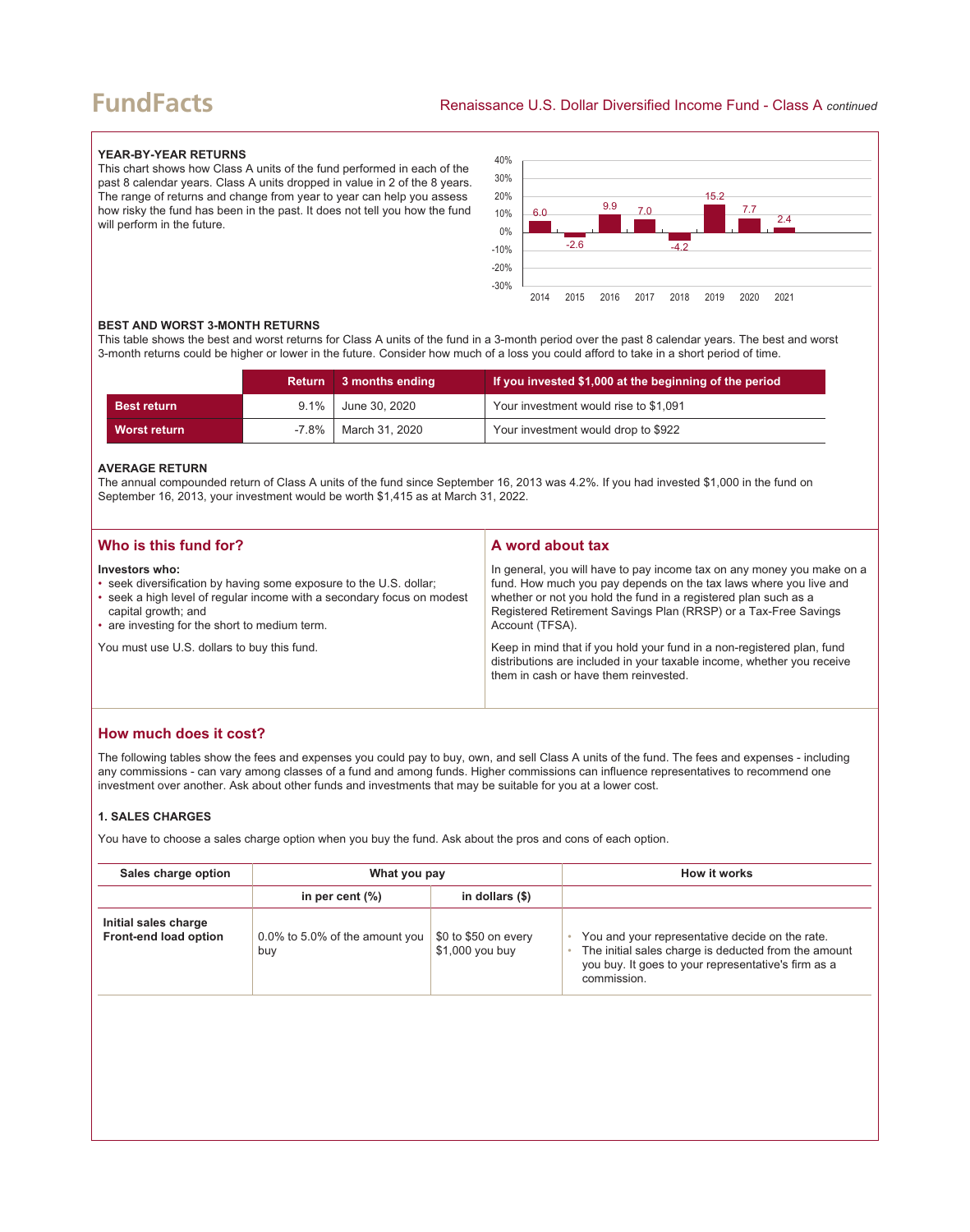### YEAR-BY-YEAR RETURNS

This chart shows how Class A units of the fund performed in each of the past 8 calendar years. Class A units dropped in value in 2 of the 8 years. The range of returns and change from year to year can help you assess how risky the fund has been in the past. It does not tell you how the fund will perform in the future.

| Year | 2014 | 2015 | 2016 | 2017 | 2018 | 2019 | 2020 | 2021 |
|---|---|---|---|---|---|---|---|---|
| Return (%) | 6.0 | -2.6 | 9.9 | 7.0 | -4.2 | 15.2 | 7.7 | 2.4 |

### BEST AND WORST 3-MONTH RETURNS

This table shows the best and worst returns for Class A units of the fund in a 3-month period over the past 8 calendar years. The best and worst 3-month returns could be higher or lower in the future. Consider how much of a loss you could afford to take in a short period of time.

| | Return | 3 months ending | If you invested $1,000 at the beginning of the period |
|---|---|---|---|
| **Best return** | 9.1% | June 30, 2020 | Your investment would rise to $1,091 |
| **Worst return** | -7.8% | March 31, 2020 | Your investment would drop to $922 |

### AVERAGE RETURN

The annual compounded return of Class A units of the fund since September 16, 2013 was 4.2%. If you had invested $1,000 in the fund on September 16, 2013, your investment would be worth $1,415 as at March 31, 2022.

## Who is this fund for?

**Investors who:**

- seek diversification by having some exposure to the U.S. dollar;
- seek a high level of regular income with a secondary focus on modest capital growth; and
- are investing for the short to medium term.

You must use U.S. dollars to buy this fund.

## A word about tax

In general, you will have to pay income tax on any money you make on a fund. How much you pay depends on the tax laws where you live and whether or not you hold the fund in a registered plan such as a Registered Retirement Savings Plan (RRSP) or a Tax-Free Savings Account (TFSA).

Keep in mind that if you hold your fund in a non-registered plan, fund distributions are included in your taxable income, whether you receive them in cash or have them reinvested.

## How much does it cost?

The following tables show the fees and expenses you could pay to buy, own, and sell Class A units of the fund. The fees and expenses - including any commissions - can vary among classes of a fund and among funds. Higher commissions can influence representatives to recommend one investment over another. Ask about other funds and investments that may be suitable for you at a lower cost.

### 1. SALES CHARGES

You have to choose a sales charge option when you buy the fund. Ask about the pros and cons of each option.

| Sales charge option | What you pay | | How it works |
|---|---|---|---|
| | in per cent (%) | in dollars ($) | |
| **Initial sales charge Front-end load option** | 0.0% to 5.0% of the amount you buy | $0 to $50 on every $1,000 you buy | • You and your representative decide on the rate.<br>• The initial sales charge is deducted from the amount you buy. It goes to your representative's firm as a commission. |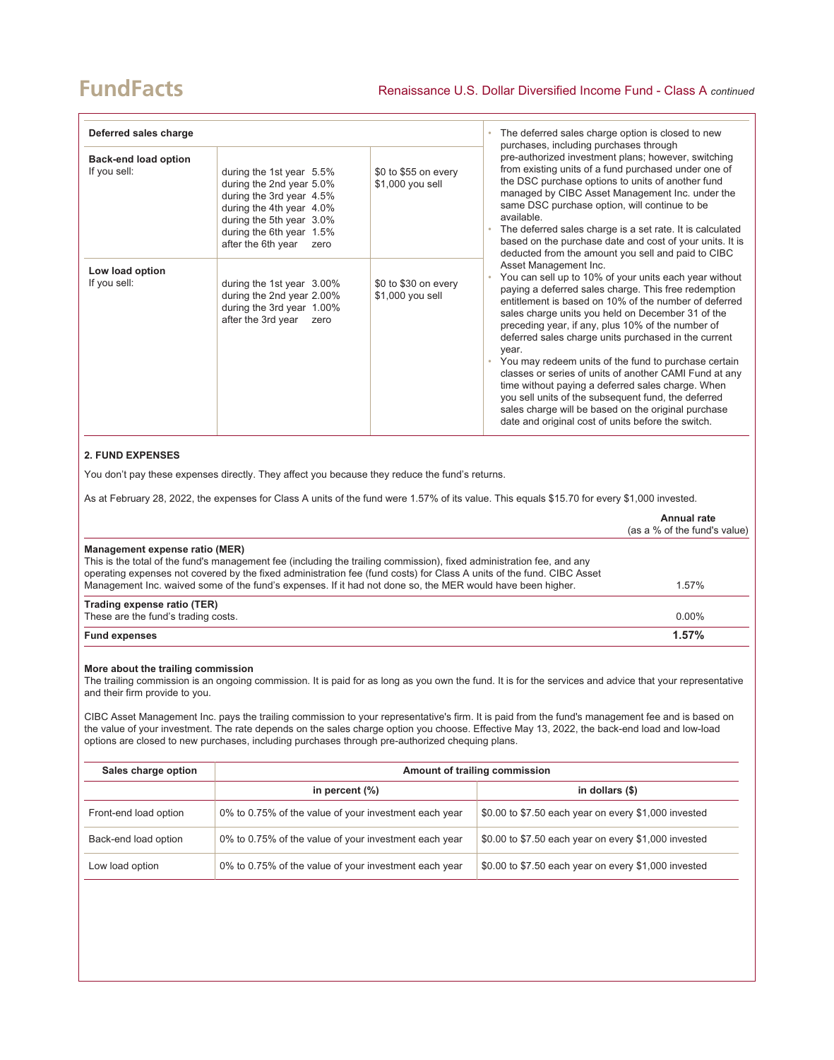| Deferred sales charge | | | |
|---|---|---|---|
| **Back-end load option**<br>If you sell: | during the 1st year 5.5%<br>during the 2nd year 5.0%<br>during the 3rd year 4.5%<br>during the 4th year 4.0%<br>during the 5th year 3.0%<br>during the 6th year 1.5%<br>after the 6th year zero | $0 to $55 on every $1,000 you sell | • The deferred sales charge option is closed to new purchases, including purchases through pre-authorized investment plans; however, switching from existing units of a fund purchased under one of the DSC purchase options to units of another fund managed by CIBC Asset Management Inc. under the same DSC purchase option, will continue to be available.<br>• The deferred sales charge is a set rate. It is calculated based on the purchase date and cost of your units. It is deducted from the amount you sell and paid to CIBC Asset Management Inc.<br>• You can sell up to 10% of your units each year without paying a deferred sales charge. This free redemption entitlement is based on 10% of the number of deferred sales charge units you held on December 31 of the preceding year, if any, plus 10% of the number of deferred sales charge units purchased in the current year.<br>• You may redeem units of the fund to purchase certain classes or series of units of another CAMI Fund at any time without paying a deferred sales charge. When you sell units of the subsequent fund, the deferred sales charge will be based on the original purchase date and original cost of units before the switch. |
| **Low load option**<br>If you sell: | during the 1st year 3.00%<br>during the 2nd year 2.00%<br>during the 3rd year 1.00%<br>after the 3rd year zero | $0 to $30 on every $1,000 you sell | |

## 2. FUND EXPENSES

You don't pay these expenses directly. They affect you because they reduce the fund's returns.

As at February 28, 2022, the expenses for Class A units of the fund were 1.57% of its value. This equals $15.70 for every $1,000 invested.

| | **Annual rate** (as a % of the fund's value) |
|---|---|
| **Management expense ratio (MER)**<br>This is the total of the fund's management fee (including the trailing commission), fixed administration fee, and any operating expenses not covered by the fixed administration fee (fund costs) for Class A units of the fund. CIBC Asset Management Inc. waived some of the fund's expenses. If it had not done so, the MER would have been higher. | 1.57% |
| **Trading expense ratio (TER)**<br>These are the fund's trading costs. | 0.00% |
| **Fund expenses** | **1.57%** |

### More about the trailing commission

The trailing commission is an ongoing commission. It is paid for as long as you own the fund. It is for the services and advice that your representative and their firm provide to you.

CIBC Asset Management Inc. pays the trailing commission to your representative's firm. It is paid from the fund's management fee and is based on the value of your investment. The rate depends on the sales charge option you choose. Effective May 13, 2022, the back-end load and low-load options are closed to new purchases, including purchases through pre-authorized chequing plans.

| Sales charge option | Amount of trailing commission | |
|---|---|---|
| | in percent (%) | in dollars ($) |
| Front-end load option | 0% to 0.75% of the value of your investment each year | $0.00 to $7.50 each year on every $1,000 invested |
| Back-end load option | 0% to 0.75% of the value of your investment each year | $0.00 to $7.50 each year on every $1,000 invested |
| Low load option | 0% to 0.75% of the value of your investment each year | $0.00 to $7.50 each year on every $1,000 invested |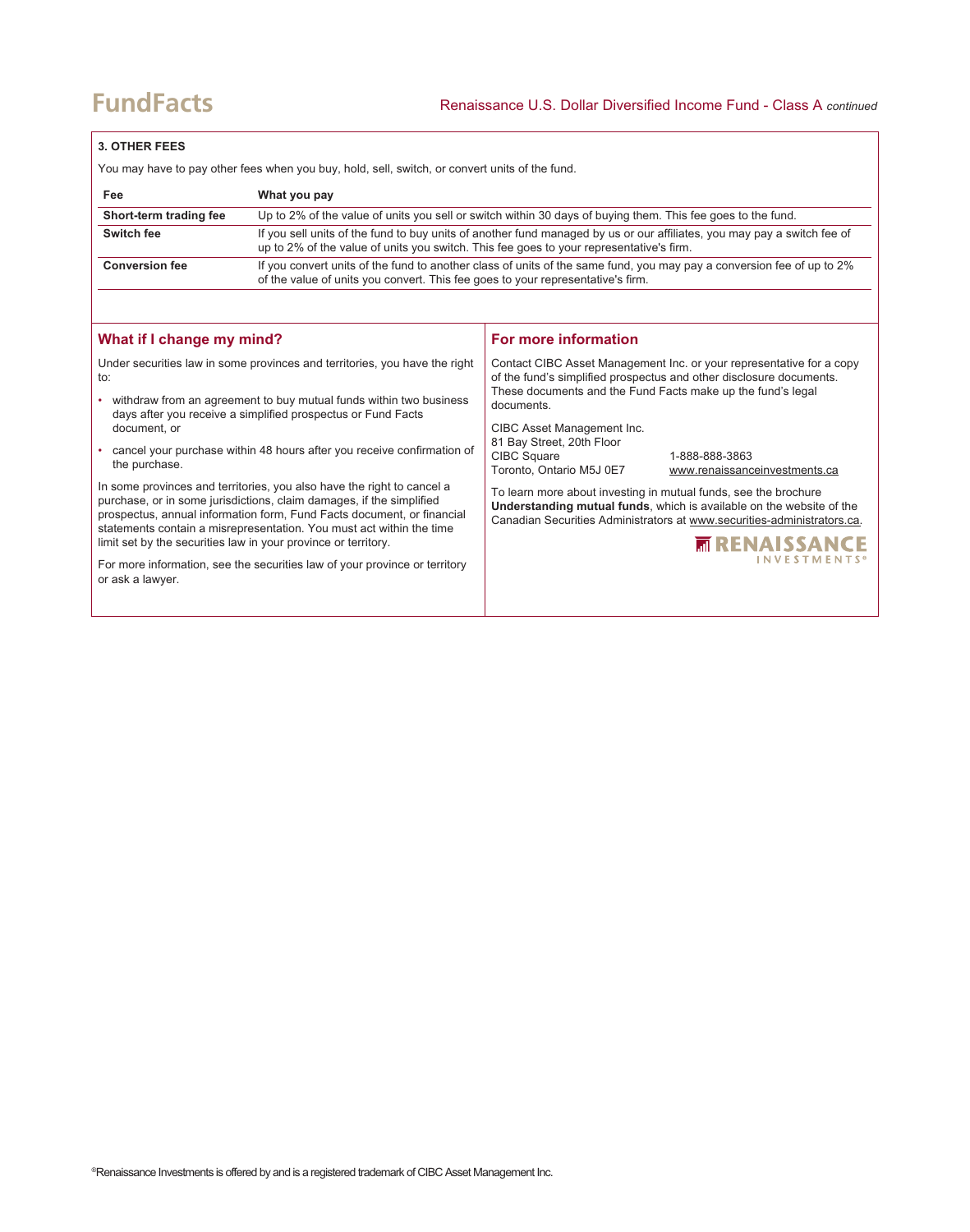### 3. OTHER FEES

You may have to pay other fees when you buy, hold, sell, switch, or convert units of the fund.

| Fee | What you pay |
|---|---|
| **Short-term trading fee** | Up to 2% of the value of units you sell or switch within 30 days of buying them. This fee goes to the fund. |
| **Switch fee** | If you sell units of the fund to buy units of another fund managed by us or our affiliates, you may pay a switch fee of up to 2% of the value of units you switch. This fee goes to your representative's firm. |
| **Conversion fee** | If you convert units of the fund to another class of units of the same fund, you may pay a conversion fee of up to 2% of the value of units you convert. This fee goes to your representative's firm. |

## What if I change my mind?

Under securities law in some provinces and territories, you have the right to:

- withdraw from an agreement to buy mutual funds within two business days after you receive a simplified prospectus or Fund Facts document, or
- cancel your purchase within 48 hours after you receive confirmation of the purchase.

In some provinces and territories, you also have the right to cancel a purchase, or in some jurisdictions, claim damages, if the simplified prospectus, annual information form, Fund Facts document, or financial statements contain a misrepresentation. You must act within the time limit set by the securities law in your province or territory.

For more information, see the securities law of your province or territory or ask a lawyer.

## For more information

Contact CIBC Asset Management Inc. or your representative for a copy of the fund's simplified prospectus and other disclosure documents. These documents and the Fund Facts make up the fund's legal documents.

CIBC Asset Management Inc.
81 Bay Street, 20th Floor
CIBC Square
Toronto, Ontario M5J 0E7

1-888-888-3863
www.renaissanceinvestments.ca

To learn more about investing in mutual funds, see the brochure **Understanding mutual funds**, which is available on the website of the Canadian Securities Administrators at www.securities-administrators.ca.

RENAISSANCE INVESTMENTS®

®Renaissance Investments is offered by and is a registered trademark of CIBC Asset Management Inc.